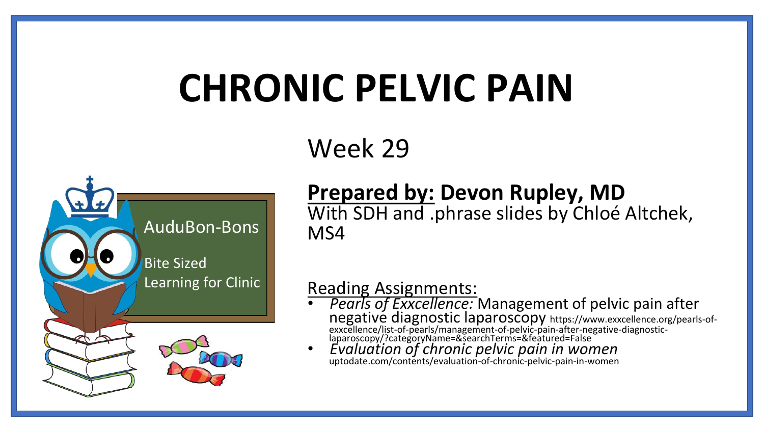# CHRONIC PELVIC PAIN

Week 29

AuduBon-Bons

Bite Sized Learning for Clinic

**Prepared by: Devon Rupley, MD**
With SDH and .phrase slides by Chloé Altchek, MS4

Reading Assignments:

- *Pearls of Exxcellence:* Management of pelvic pain after negative diagnostic laparoscopy https://www.exxcellence.org/pearls-of-exxcellence/list-of-pearls/management-of-pelvic-pain-after-negative-diagnostic-laparoscopy/?categoryName=&searchTerms=&featured=False
- *Evaluation of chronic pelvic pain in women* uptodate.com/contents/evaluation-of-chronic-pelvic-pain-in-women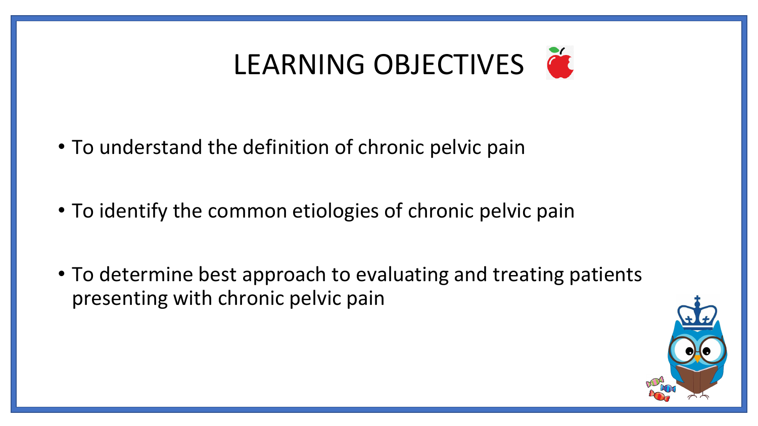# LEARNING OBJECTIVES

- To understand the definition of chronic pelvic pain
- To identify the common etiologies of chronic pelvic pain
- To determine best approach to evaluating and treating patients presenting with chronic pelvic pain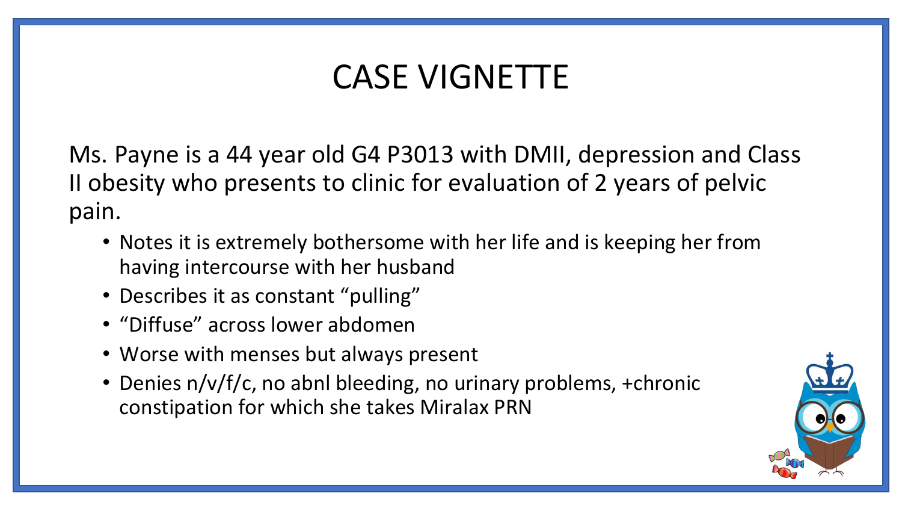# CASE VIGNETTE

Ms. Payne is a 44 year old G4 P3013 with DMII, depression and Class II obesity who presents to clinic for evaluation of 2 years of pelvic pain.

- Notes it is extremely bothersome with her life and is keeping her from having intercourse with her husband
- Describes it as constant “pulling”
- “Diffuse” across lower abdomen
- Worse with menses but always present
- Denies n/v/f/c, no abnl bleeding, no urinary problems, +chronic constipation for which she takes Miralax PRN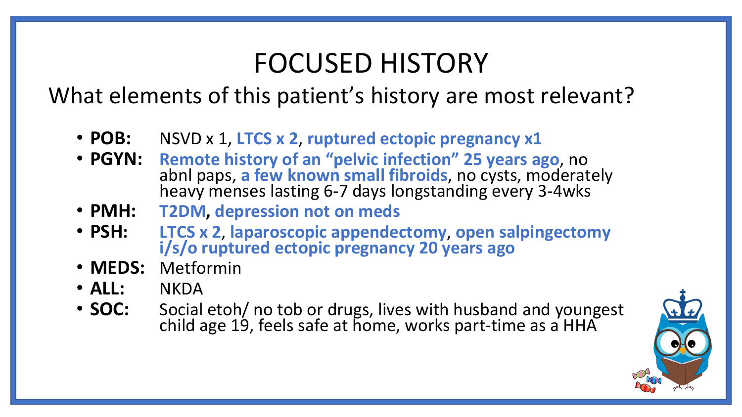# FOCUSED HISTORY

## What elements of this patient's history are most relevant?

- **POB:** NSVD x 1, **LTCS x 2**, **ruptured ectopic pregnancy x1**
- **PGYN:** **Remote history of an "pelvic infection" 25 years ago**, no abnl paps, **a few known small fibroids**, no cysts, moderately heavy menses lasting 6-7 days longstanding every 3-4wks
- **PMH:** **T2DM, depression not on meds**
- **PSH:** **LTCS x 2**, **laparoscopic appendectomy**, **open salpingectomy i/s/o ruptured ectopic pregnancy 20 years ago**
- **MEDS:** Metformin
- **ALL:** NKDA
- **SOC:** Social etoh/ no tob or drugs, lives with husband and youngest child age 19, feels safe at home, works part-time as a HHA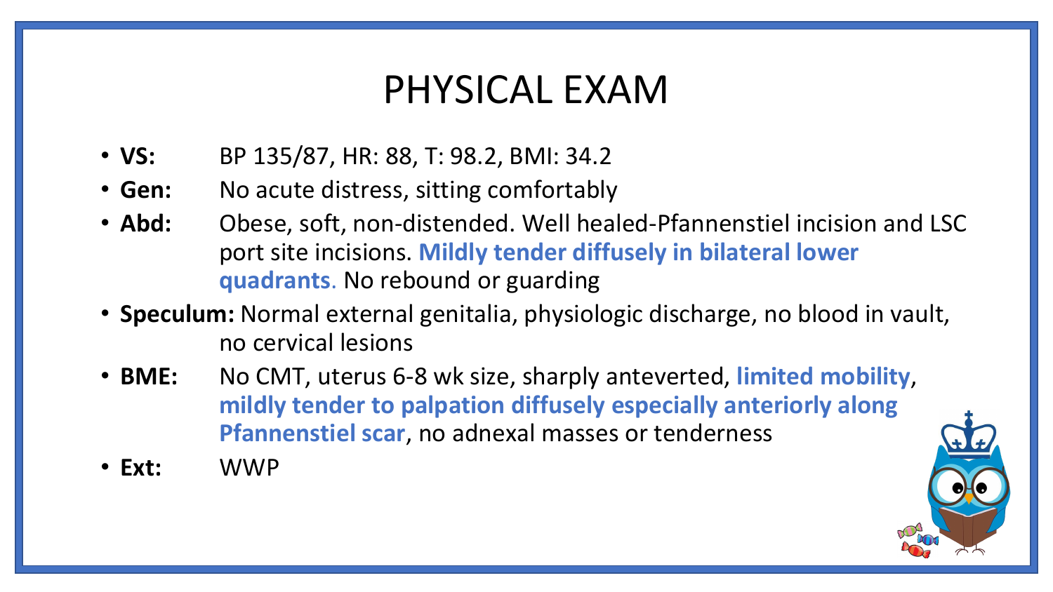# PHYSICAL EXAM

- **VS:** BP 135/87, HR: 88, T: 98.2, BMI: 34.2
- **Gen:** No acute distress, sitting comfortably
- **Abd:** Obese, soft, non-distended. Well healed-Pfannenstiel incision and LSC port site incisions. **Mildly tender diffusely in bilateral lower quadrants**. No rebound or guarding
- **Speculum:** Normal external genitalia, physiologic discharge, no blood in vault, no cervical lesions
- **BME:** No CMT, uterus 6-8 wk size, sharply anteverted, **limited mobility**, **mildly tender to palpation diffusely especially anteriorly along Pfannenstiel scar**, no adnexal masses or tenderness
- **Ext:** WWP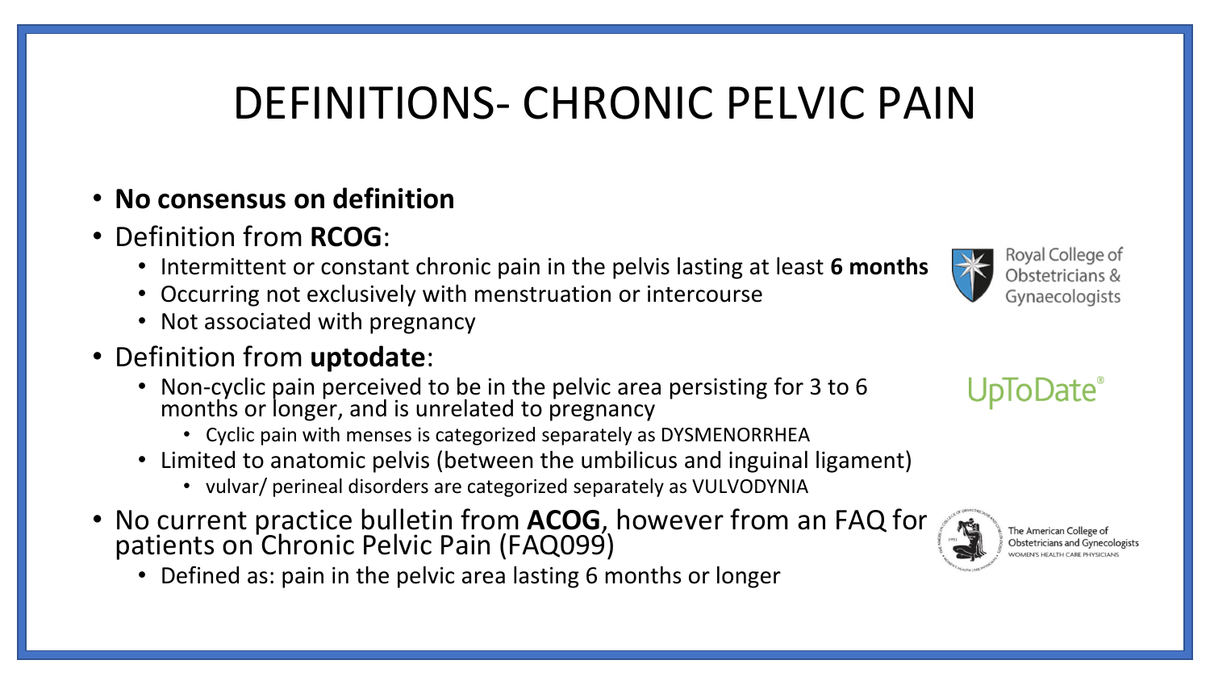# DEFINITIONS- CHRONIC PELVIC PAIN

- **No consensus on definition**
- Definition from **RCOG**:
  - Intermittent or constant chronic pain in the pelvis lasting at least **6 months**
  - Occurring not exclusively with menstruation or intercourse
  - Not associated with pregnancy
- Definition from **uptodate**:
  - Non-cyclic pain perceived to be in the pelvic area persisting for 3 to 6 months or longer, and is unrelated to pregnancy
    - Cyclic pain with menses is categorized separately as DYSMENORRHEA
  - Limited to anatomic pelvis (between the umbilicus and inguinal ligament)
    - vulvar/ perineal disorders are categorized separately as VULVODYNIA
- No current practice bulletin from **ACOG**, however from an FAQ for patients on Chronic Pelvic Pain (FAQ099)
  - Defined as: pain in the pelvic area lasting 6 months or longer

Royal College of Obstetricians & Gynaecologists

UpToDate®

The American College of Obstetricians and Gynecologists
WOMEN'S HEALTH CARE PHYSICIANS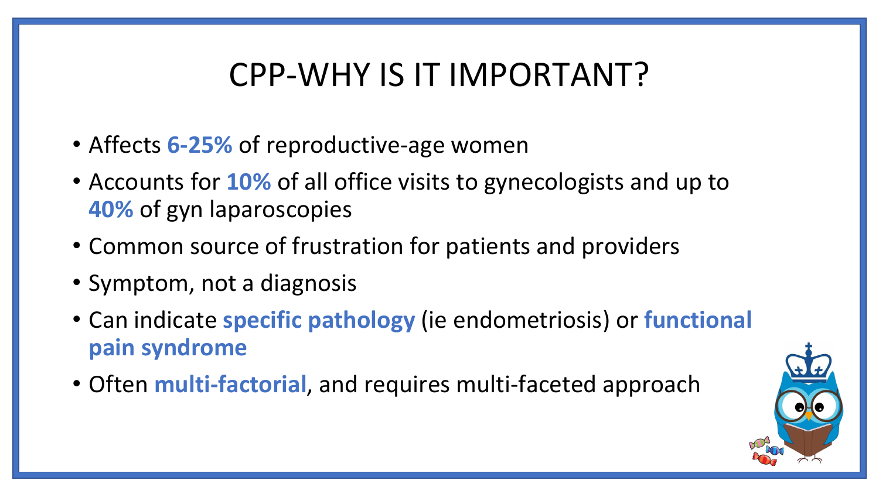# CPP-WHY IS IT IMPORTANT?

- Affects **6-25%** of reproductive-age women
- Accounts for **10%** of all office visits to gynecologists and up to **40%** of gyn laparoscopies
- Common source of frustration for patients and providers
- Symptom, not a diagnosis
- Can indicate **specific pathology** (ie endometriosis) or **functional pain syndrome**
- Often **multi-factorial**, and requires multi-faceted approach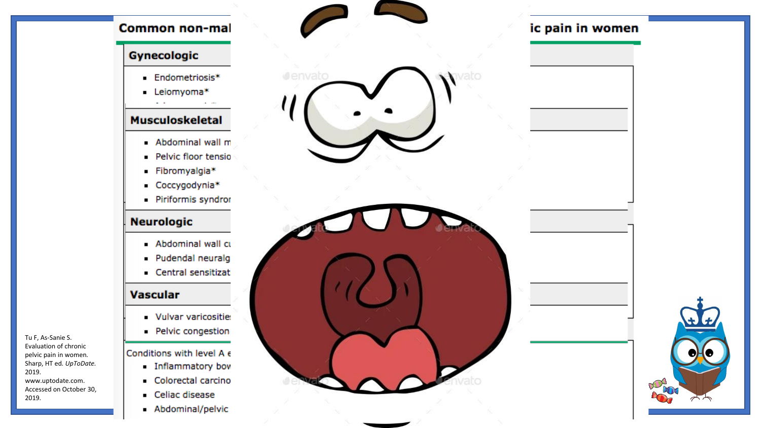## Common non-mal... ...ic pain in women

### Gynecologic

- Endometriosis*
- Leiomyoma*

### Musculoskeletal

- Abdominal wall m
- Pelvic floor tensio
- Fibromyalgia*
- Coccygodynia*
- Piriformis syndro

### Neurologic

- Abdominal wall c
- Pudendal neuralg
- Central sensitizat

### Vascular

- Vulvar varicositie
- Pelvic congestion

Conditions with level A e

- Inflammatory bow
- Colorectal carcino
- Celiac disease
- Abdominal/pelvic

Tu F, As-Sanie S. Evaluation of chronic pelvic pain in women. Sharp, HT ed. *UpToDate*. 2019. www.uptodate.com. Accessed on October 30, 2019.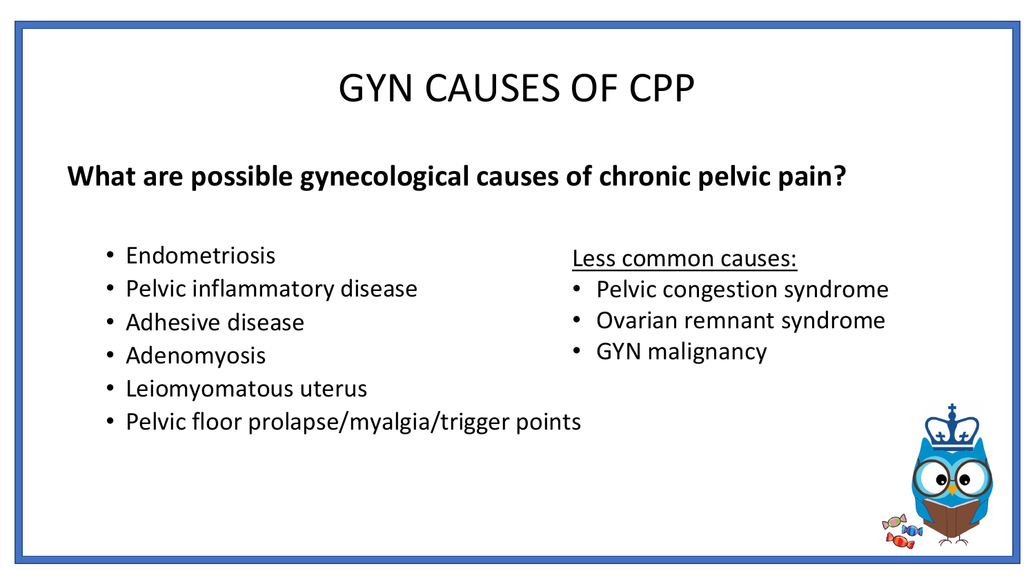# GYN CAUSES OF CPP

**What are possible gynecological causes of chronic pelvic pain?**

- Endometriosis
- Pelvic inflammatory disease
- Adhesive disease
- Adenomyosis
- Leiomyomatous uterus
- Pelvic floor prolapse/myalgia/trigger points

<u>Less common causes:</u>

- Pelvic congestion syndrome
- Ovarian remnant syndrome
- GYN malignancy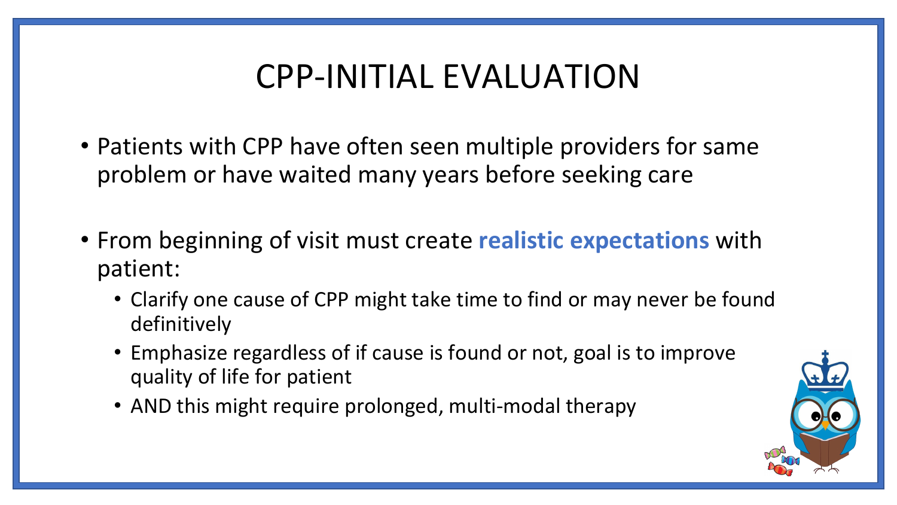# CPP-INITIAL EVALUATION

- Patients with CPP have often seen multiple providers for same problem or have waited many years before seeking care
- From beginning of visit must create **realistic expectations** with patient:
  - Clarify one cause of CPP might take time to find or may never be found definitively
  - Emphasize regardless of if cause is found or not, goal is to improve quality of life for patient
  - AND this might require prolonged, multi-modal therapy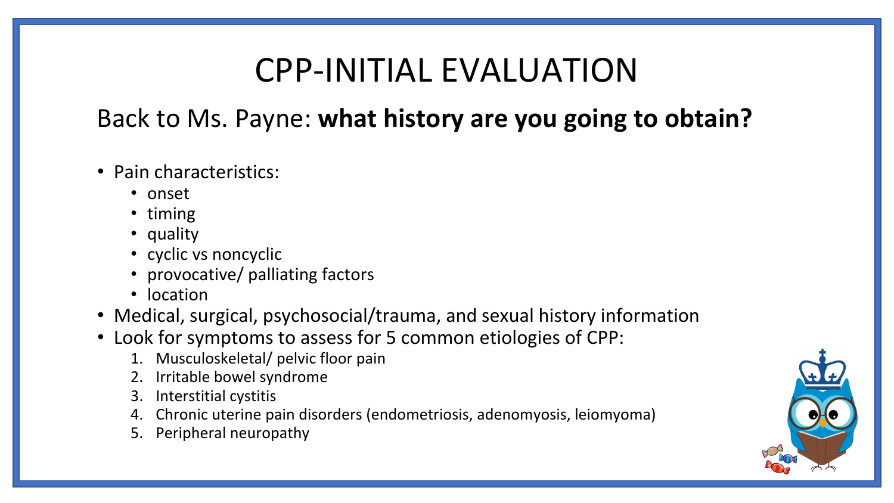# CPP-INITIAL EVALUATION

## Back to Ms. Payne: **what history are you going to obtain?**

- Pain characteristics:
  - onset
  - timing
  - quality
  - cyclic vs noncyclic
  - provocative/ palliating factors
  - location
- Medical, surgical, psychosocial/trauma, and sexual history information
- Look for symptoms to assess for 5 common etiologies of CPP:
  1. Musculoskeletal/ pelvic floor pain
  2. Irritable bowel syndrome
  3. Interstitial cystitis
  4. Chronic uterine pain disorders (endometriosis, adenomyosis, leiomyoma)
  5. Peripheral neuropathy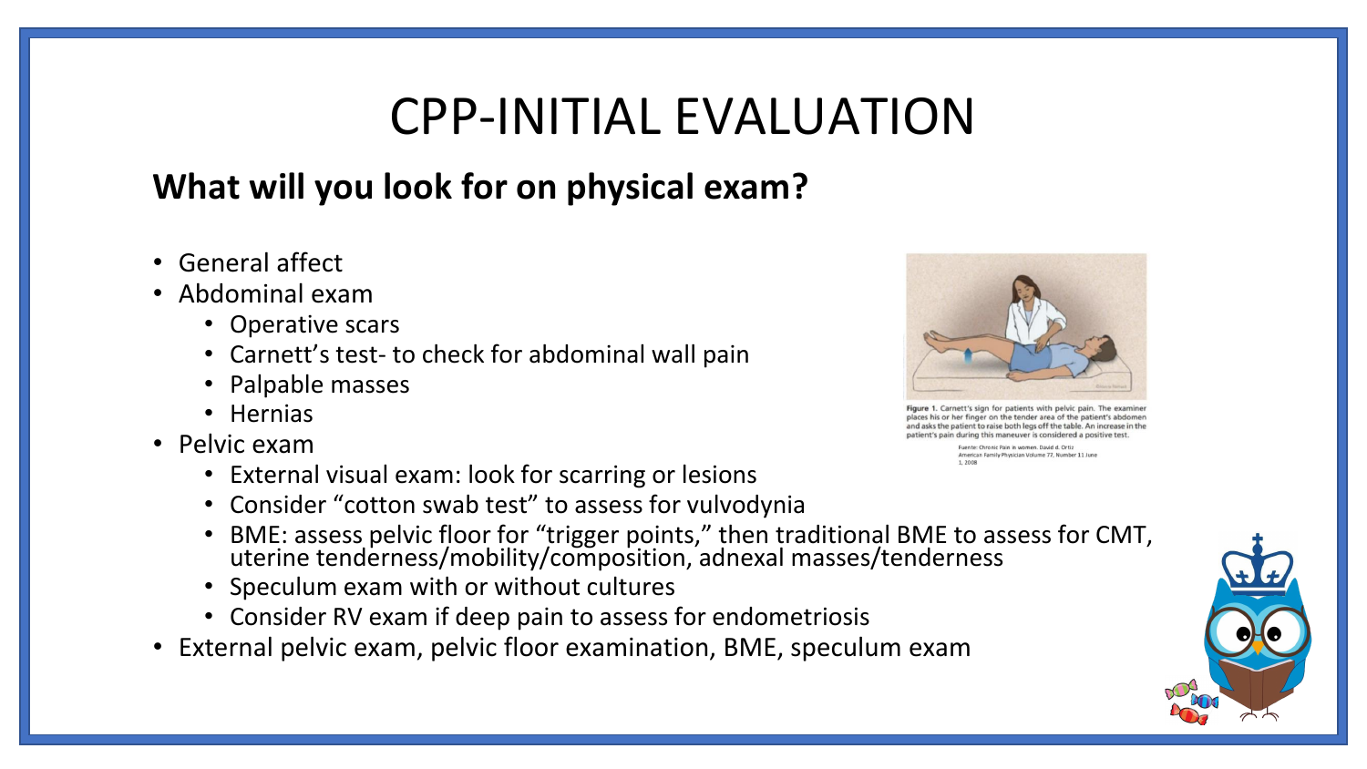# CPP-INITIAL EVALUATION

## What will you look for on physical exam?

- General affect
- Abdominal exam
  - Operative scars
  - Carnett's test- to check for abdominal wall pain
  - Palpable masses
  - Hernias
- Pelvic exam
  - External visual exam: look for scarring or lesions
  - Consider "cotton swab test" to assess for vulvodynia
  - BME: assess pelvic floor for "trigger points," then traditional BME to assess for CMT, uterine tenderness/mobility/composition, adnexal masses/tenderness
  - Speculum exam with or without cultures
  - Consider RV exam if deep pain to assess for endometriosis
- External pelvic exam, pelvic floor examination, BME, speculum exam

**Figure 1.** Carnett's sign for patients with pelvic pain. The examiner places his or her finger on the tender area of the patient's abdomen and asks the patient to raise both legs off the table. An increase in the patient's pain during this maneuver is considered a positive test.

Fuente: Chronic Pain in women. David d. Ortiz American Family Physician Volume 77, Number 11 June 1, 2008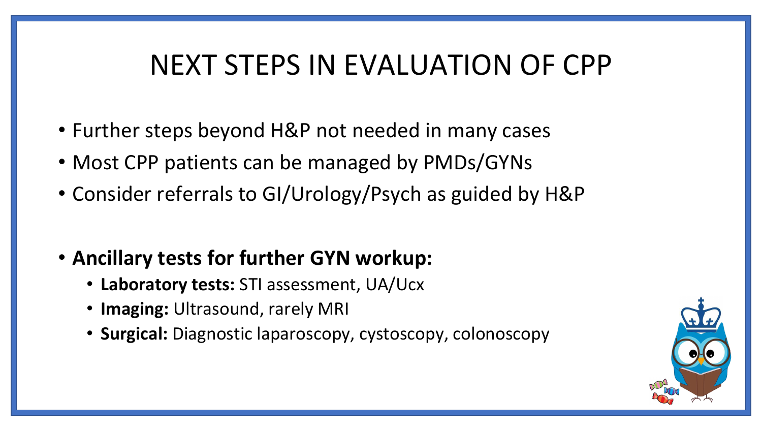# NEXT STEPS IN EVALUATION OF CPP

- Further steps beyond H&P not needed in many cases
- Most CPP patients can be managed by PMDs/GYNs
- Consider referrals to GI/Urology/Psych as guided by H&P

- **Ancillary tests for further GYN workup:**
  - **Laboratory tests:** STI assessment, UA/Ucx
  - **Imaging:** Ultrasound, rarely MRI
  - **Surgical:** Diagnostic laparoscopy, cystoscopy, colonoscopy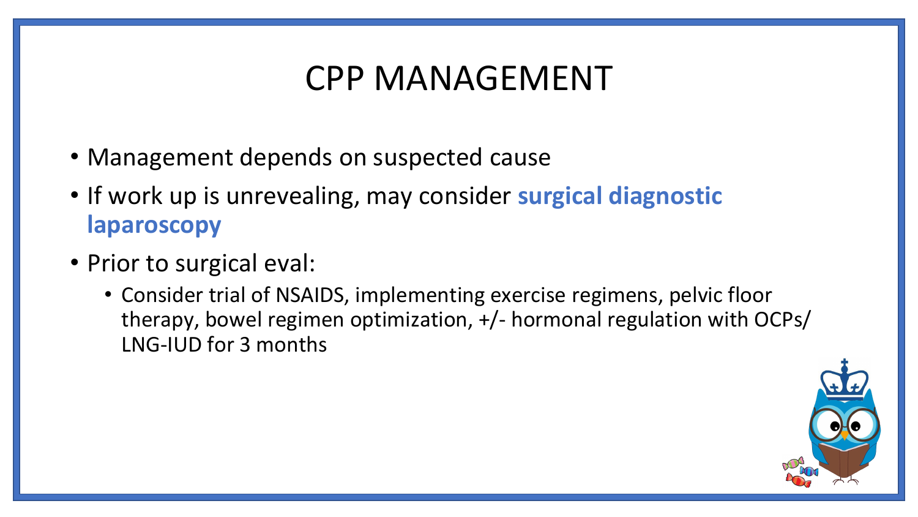# CPP MANAGEMENT

- Management depends on suspected cause
- If work up is unrevealing, may consider **surgical diagnostic laparoscopy**
- Prior to surgical eval:
  - Consider trial of NSAIDS, implementing exercise regimens, pelvic floor therapy, bowel regimen optimization, +/- hormonal regulation with OCPs/ LNG-IUD for 3 months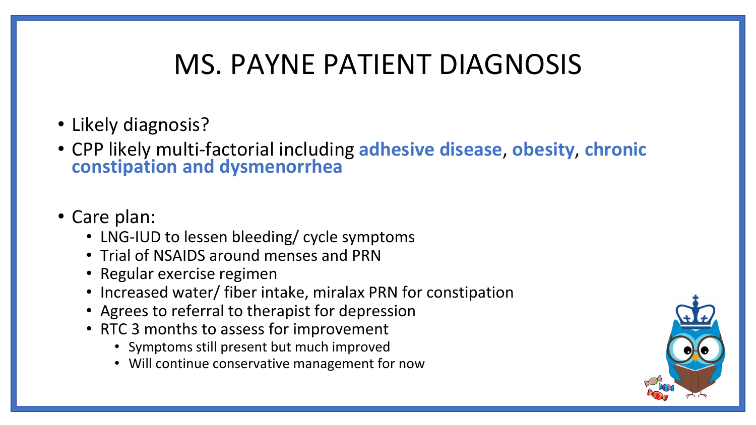# MS. PAYNE PATIENT DIAGNOSIS

- Likely diagnosis?
- CPP likely multi-factorial including **adhesive disease**, **obesity**, **chronic constipation and dysmenorrhea**

- Care plan:
  - LNG-IUD to lessen bleeding/ cycle symptoms
  - Trial of NSAIDS around menses and PRN
  - Regular exercise regimen
  - Increased water/ fiber intake, miralax PRN for constipation
  - Agrees to referral to therapist for depression
  - RTC 3 months to assess for improvement
    - Symptoms still present but much improved
    - Will continue conservative management for now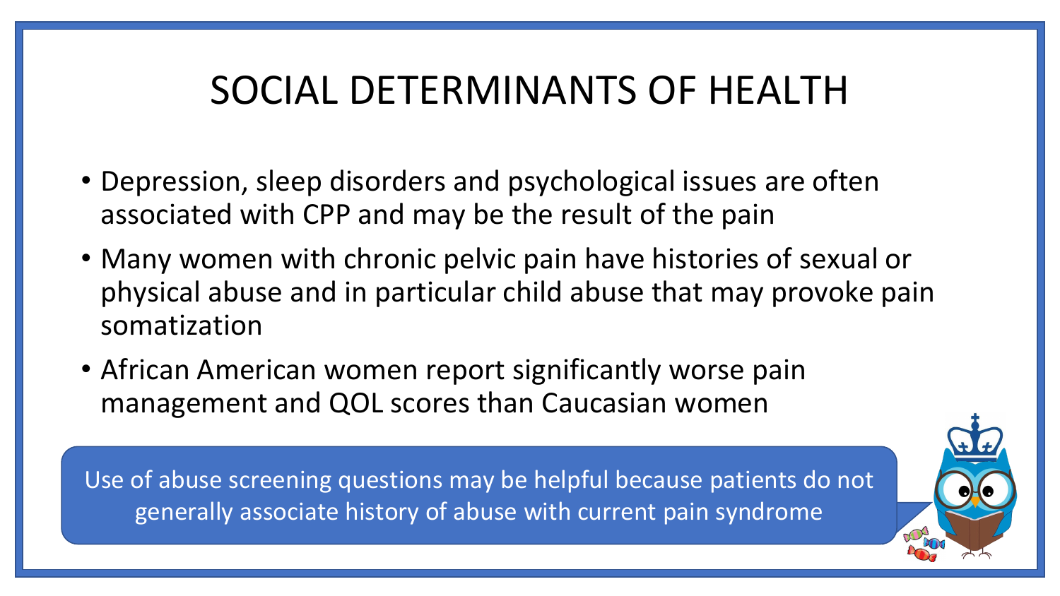# SOCIAL DETERMINANTS OF HEALTH

- Depression, sleep disorders and psychological issues are often associated with CPP and may be the result of the pain
- Many women with chronic pelvic pain have histories of sexual or physical abuse and in particular child abuse that may provoke pain somatization
- African American women report significantly worse pain management and QOL scores than Caucasian women

Use of abuse screening questions may be helpful because patients do not generally associate history of abuse with current pain syndrome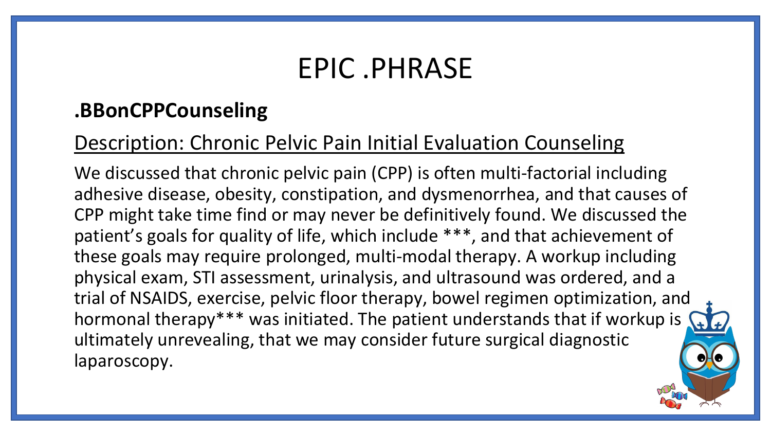# EPIC .PHRASE

**.BBonCPPCounseling**

Description: Chronic Pelvic Pain Initial Evaluation Counseling

We discussed that chronic pelvic pain (CPP) is often multi-factorial including adhesive disease, obesity, constipation, and dysmenorrhea, and that causes of CPP might take time find or may never be definitively found. We discussed the patient's goals for quality of life, which include ***, and that achievement of these goals may require prolonged, multi-modal therapy. A workup including physical exam, STI assessment, urinalysis, and ultrasound was ordered, and a trial of NSAIDS, exercise, pelvic floor therapy, bowel regimen optimization, and hormonal therapy*** was initiated. The patient understands that if workup is ultimately unrevealing, that we may consider future surgical diagnostic laparoscopy.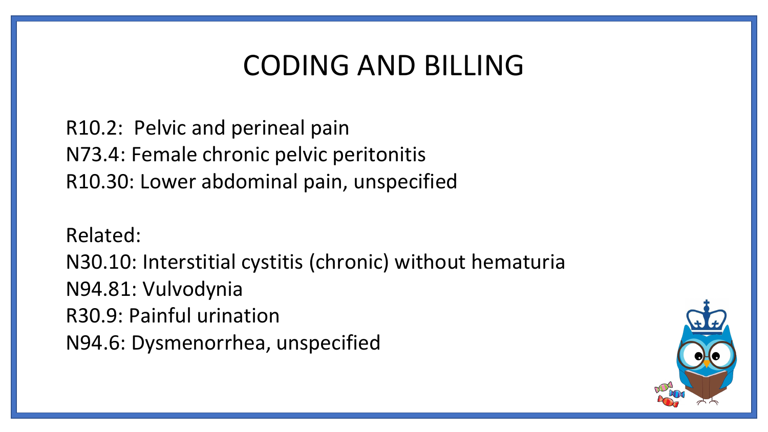# CODING AND BILLING

R10.2: Pelvic and perineal pain
N73.4: Female chronic pelvic peritonitis
R10.30: Lower abdominal pain, unspecified

Related:
N30.10: Interstitial cystitis (chronic) without hematuria
N94.81: Vulvodynia
R30.9: Painful urination
N94.6: Dysmenorrhea, unspecified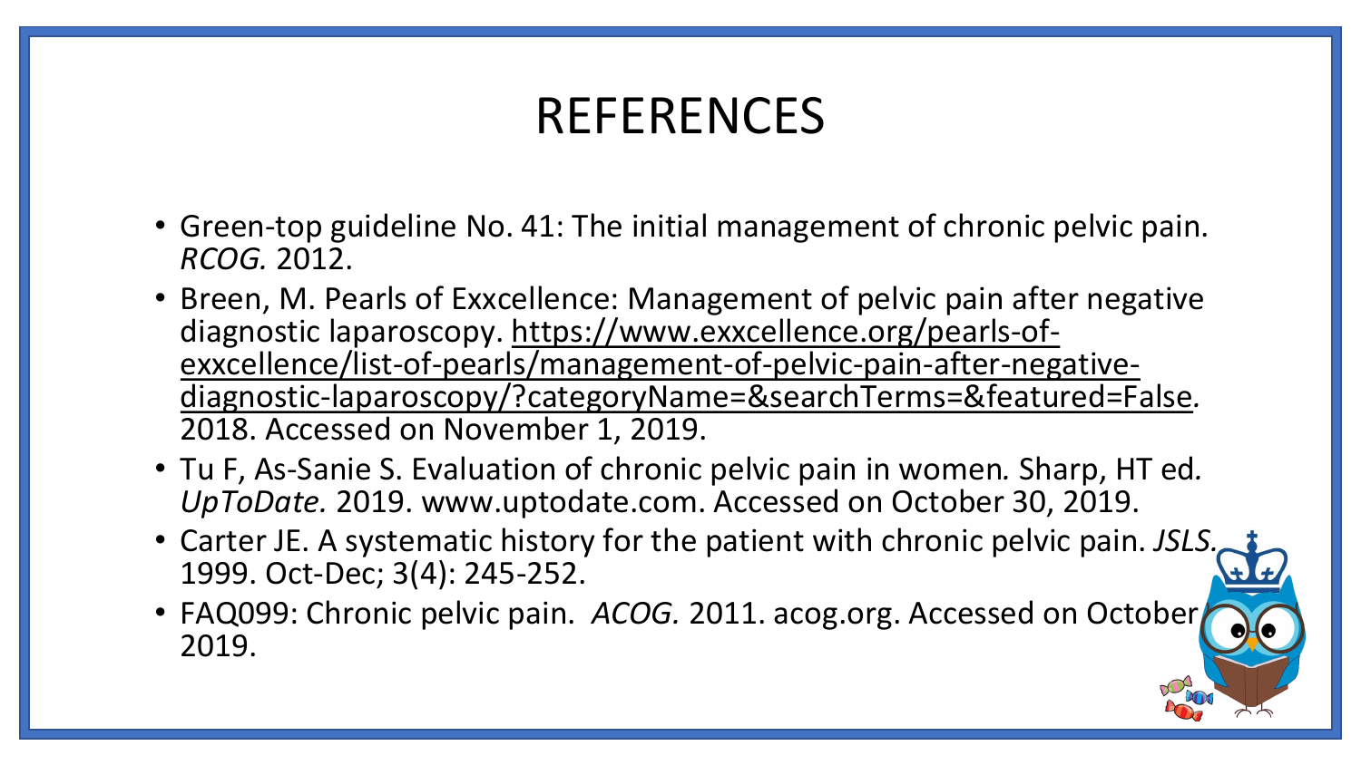# REFERENCES

- Green-top guideline No. 41: The initial management of chronic pelvic pain. *RCOG.* 2012.
- Breen, M. Pearls of Exxcellence: Management of pelvic pain after negative diagnostic laparoscopy. https://www.exxcellence.org/pearls-of-exxcellence/list-of-pearls/management-of-pelvic-pain-after-negative-diagnostic-laparoscopy/?categoryName=&searchTerms=&featured=False. 2018. Accessed on November 1, 2019.
- Tu F, As-Sanie S. Evaluation of chronic pelvic pain in women. Sharp, HT ed. *UpToDate.* 2019. www.uptodate.com. Accessed on October 30, 2019.
- Carter JE. A systematic history for the patient with chronic pelvic pain. *JSLS.* 1999. Oct-Dec; 3(4): 245-252.
- FAQ099: Chronic pelvic pain. *ACOG.* 2011. acog.org. Accessed on October 2019.